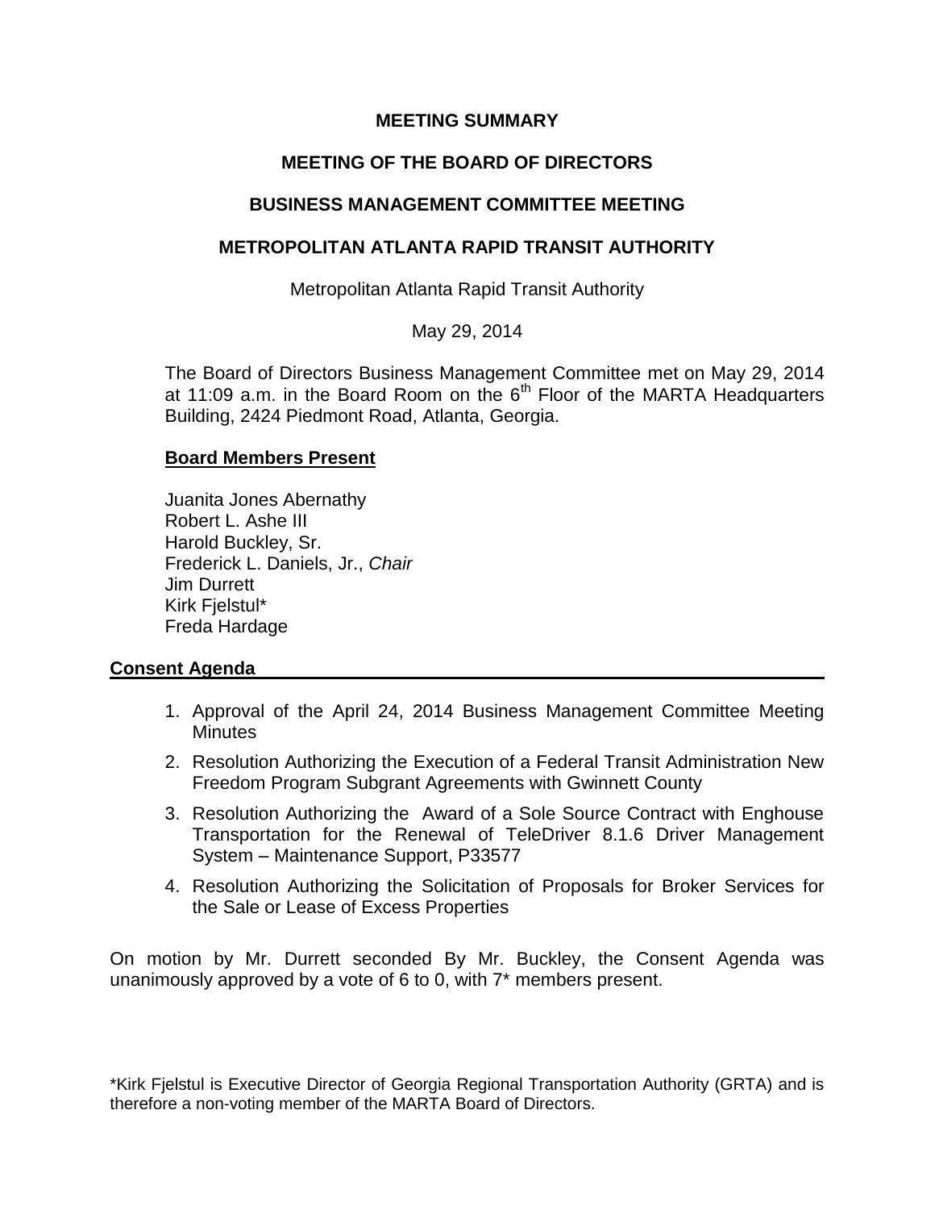# MEETING SUMMARY

## MEETING OF THE BOARD OF DIRECTORS

## BUSINESS MANAGEMENT COMMITTEE MEETING

## METROPOLITAN ATLANTA RAPID TRANSIT AUTHORITY

Metropolitan Atlanta Rapid Transit Authority

May 29, 2014

The Board of Directors Business Management Committee met on May 29, 2014 at 11:09 a.m. in the Board Room on the 6th Floor of the MARTA Headquarters Building, 2424 Piedmont Road, Atlanta, Georgia.

**Board Members Present**

Juanita Jones Abernathy
Robert L. Ashe III
Harold Buckley, Sr.
Frederick L. Daniels, Jr., *Chair*
Jim Durrett
Kirk Fjelstul*
Freda Hardage

**Consent Agenda**

1. Approval of the April 24, 2014 Business Management Committee Meeting Minutes
2. Resolution Authorizing the Execution of a Federal Transit Administration New Freedom Program Subgrant Agreements with Gwinnett County
3. Resolution Authorizing the Award of a Sole Source Contract with Enghouse Transportation for the Renewal of TeleDriver 8.1.6 Driver Management System – Maintenance Support, P33577
4. Resolution Authorizing the Solicitation of Proposals for Broker Services for the Sale or Lease of Excess Properties

On motion by Mr. Durrett seconded By Mr. Buckley, the Consent Agenda was unanimously approved by a vote of 6 to 0, with 7* members present.

*Kirk Fjelstul is Executive Director of Georgia Regional Transportation Authority (GRTA) and is therefore a non-voting member of the MARTA Board of Directors.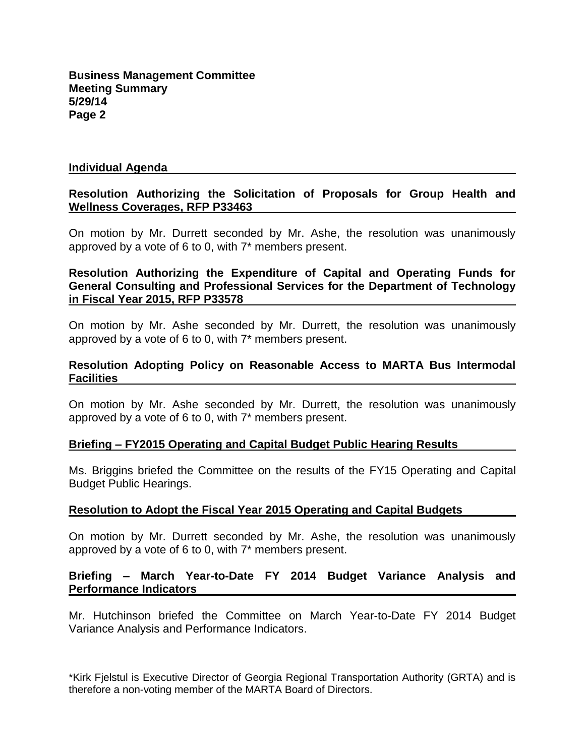## Individual Agenda

### Resolution Authorizing the Solicitation of Proposals for Group Health and Wellness Coverages, RFP P33463

On motion by Mr. Durrett seconded by Mr. Ashe, the resolution was unanimously approved by a vote of 6 to 0, with 7* members present.

### Resolution Authorizing the Expenditure of Capital and Operating Funds for General Consulting and Professional Services for the Department of Technology in Fiscal Year 2015, RFP P33578

On motion by Mr. Ashe seconded by Mr. Durrett, the resolution was unanimously approved by a vote of 6 to 0, with 7* members present.

### Resolution Adopting Policy on Reasonable Access to MARTA Bus Intermodal Facilities

On motion by Mr. Ashe seconded by Mr. Durrett, the resolution was unanimously approved by a vote of 6 to 0, with 7* members present.

### Briefing – FY2015 Operating and Capital Budget Public Hearing Results

Ms. Briggins briefed the Committee on the results of the FY15 Operating and Capital Budget Public Hearings.

### Resolution to Adopt the Fiscal Year 2015 Operating and Capital Budgets

On motion by Mr. Durrett seconded by Mr. Ashe, the resolution was unanimously approved by a vote of 6 to 0, with 7* members present.

### Briefing – March Year-to-Date FY 2014 Budget Variance Analysis and Performance Indicators

Mr. Hutchinson briefed the Committee on March Year-to-Date FY 2014 Budget Variance Analysis and Performance Indicators.

*Kirk Fjelstul is Executive Director of Georgia Regional Transportation Authority (GRTA) and is therefore a non-voting member of the MARTA Board of Directors.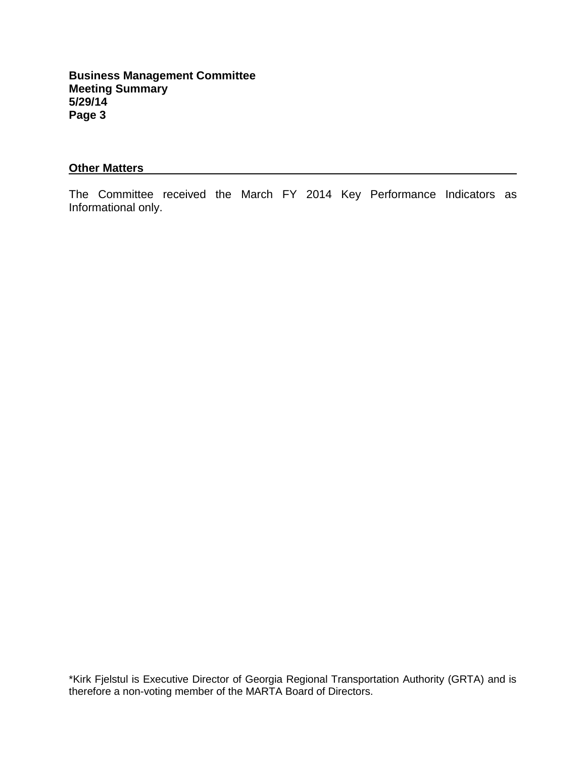## Other Matters

The Committee received the March FY 2014 Key Performance Indicators as Informational only.

*Kirk Fjelstul is Executive Director of Georgia Regional Transportation Authority (GRTA) and is therefore a non-voting member of the MARTA Board of Directors.